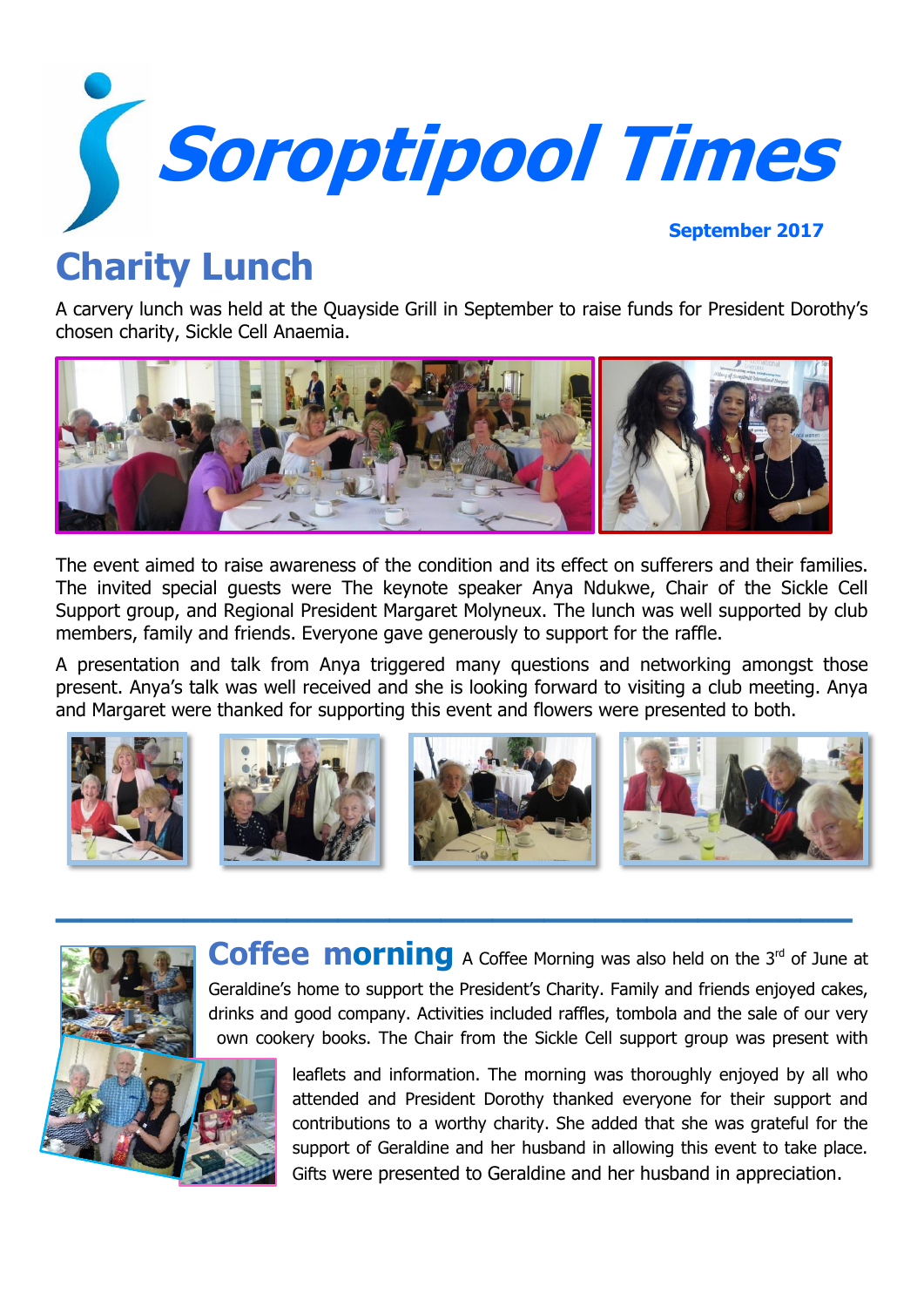# Soroptipool Times

**September 2017**

## Charity Lunch

A carvery lunch was held at the Quayside Grill in September to raise funds for President Dorothy's chosen charity, Sickle Cell Anaemia.

The event aimed to raise awareness of the condition and its effect on sufferers and their families. The invited special guests were The keynote speaker Anya Ndukwe, Chair of the Sickle Cell Support group, and Regional President Margaret Molyneux. The lunch was well supported by club members, family and friends. Everyone gave generously to support for the raffle.

A presentation and talk from Anya triggered many questions and networking amongst those present. Anya's talk was well received and she is looking forward to visiting a club meeting. Anya and Margaret were thanked for supporting this event and flowers were presented to both.

## Coffee morning

A Coffee Morning was also held on the 3rd of June at Geraldine's home to support the President's Charity. Family and friends enjoyed cakes, drinks and good company. Activities included raffles, tombola and the sale of our very own cookery books. The Chair from the Sickle Cell support group was present with leaflets and information. The morning was thoroughly enjoyed by all who attended and President Dorothy thanked everyone for their support and contributions to a worthy charity. She added that she was grateful for the support of Geraldine and her husband in allowing this event to take place. Gifts were presented to Geraldine and her husband in appreciation.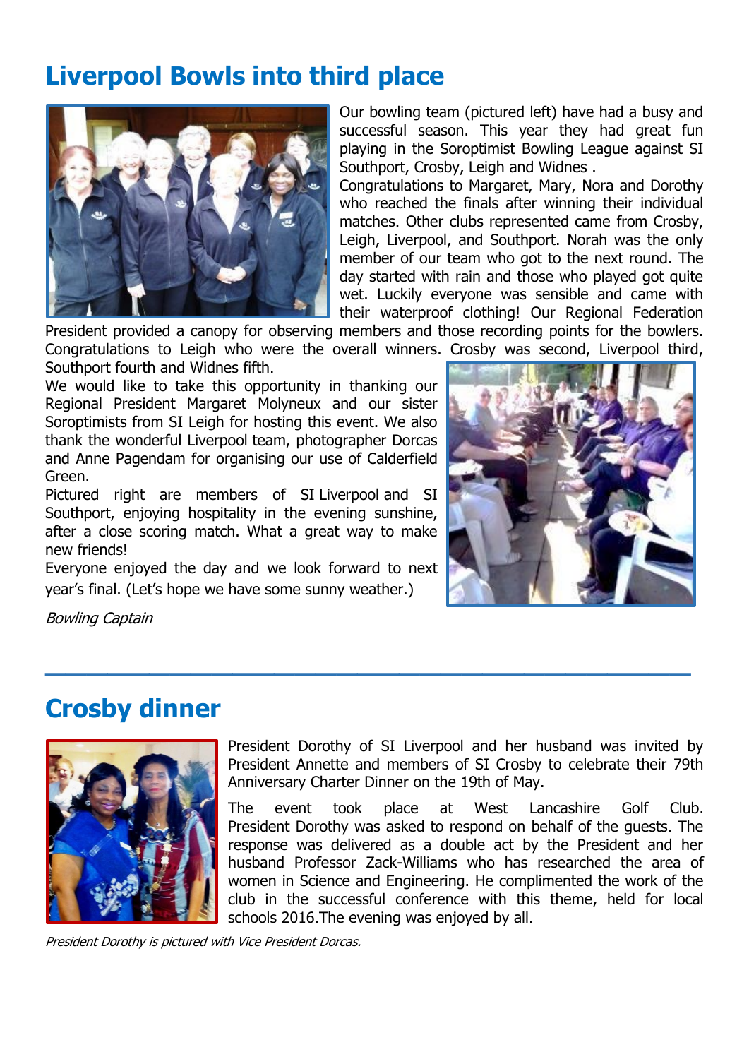## Liverpool Bowls into third place

Our bowling team (pictured left) have had a busy and successful season. This year they had great fun playing in the Soroptimist Bowling League against SI Southport, Crosby, Leigh and Widnes .

Congratulations to Margaret, Mary, Nora and Dorothy who reached the finals after winning their individual matches. Other clubs represented came from Crosby, Leigh, Liverpool, and Southport. Norah was the only member of our team who got to the next round. The day started with rain and those who played got quite wet. Luckily everyone was sensible and came with their waterproof clothing! Our Regional Federation President provided a canopy for observing members and those recording points for the bowlers. Congratulations to Leigh who were the overall winners. Crosby was second, Liverpool third, Southport fourth and Widnes fifth.

We would like to take this opportunity in thanking our Regional President Margaret Molyneux and our sister Soroptimists from SI Leigh for hosting this event. We also thank the wonderful Liverpool team, photographer Dorcas and Anne Pagendam for organising our use of Calderfield Green.

Pictured right are members of SI Liverpool and SI Southport, enjoying hospitality in the evening sunshine, after a close scoring match. What a great way to make new friends!

Everyone enjoyed the day and we look forward to next year's final. (Let's hope we have some sunny weather.)

*Bowling Captain*

---

## Crosby dinner

President Dorothy of SI Liverpool and her husband was invited by President Annette and members of SI Crosby to celebrate their 79th Anniversary Charter Dinner on the 19th of May.

The event took place at West Lancashire Golf Club. President Dorothy was asked to respond on behalf of the guests. The response was delivered as a double act by the President and her husband Professor Zack-Williams who has researched the area of women in Science and Engineering. He complimented the work of the club in the successful conference with this theme, held for local schools 2016.The evening was enjoyed by all.

*President Dorothy is pictured with Vice President Dorcas.*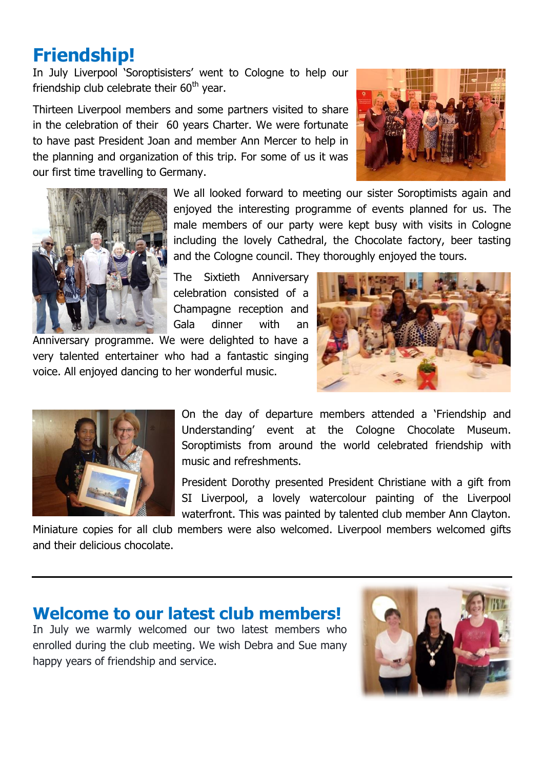# Friendship!

In July Liverpool 'Soroptisisters' went to Cologne to help our friendship club celebrate their 60th year.

Thirteen Liverpool members and some partners visited to share in the celebration of their 60 years Charter. We were fortunate to have past President Joan and member Ann Mercer to help in the planning and organization of this trip. For some of us it was our first time travelling to Germany.

We all looked forward to meeting our sister Soroptimists again and enjoyed the interesting programme of events planned for us. The male members of our party were kept busy with visits in Cologne including the lovely Cathedral, the Chocolate factory, beer tasting and the Cologne council. They thoroughly enjoyed the tours.

The Sixtieth Anniversary celebration consisted of a Champagne reception and Gala dinner with an Anniversary programme. We were delighted to have a very talented entertainer who had a fantastic singing voice. All enjoyed dancing to her wonderful music.

On the day of departure members attended a 'Friendship and Understanding' event at the Cologne Chocolate Museum. Soroptimists from around the world celebrated friendship with music and refreshments.

President Dorothy presented President Christiane with a gift from SI Liverpool, a lovely watercolour painting of the Liverpool waterfront. This was painted by talented club member Ann Clayton. Miniature copies for all club members were also welcomed. Liverpool members welcomed gifts and their delicious chocolate.

---

# Welcome to our latest club members!

In July we warmly welcomed our two latest members who enrolled during the club meeting. We wish Debra and Sue many happy years of friendship and service.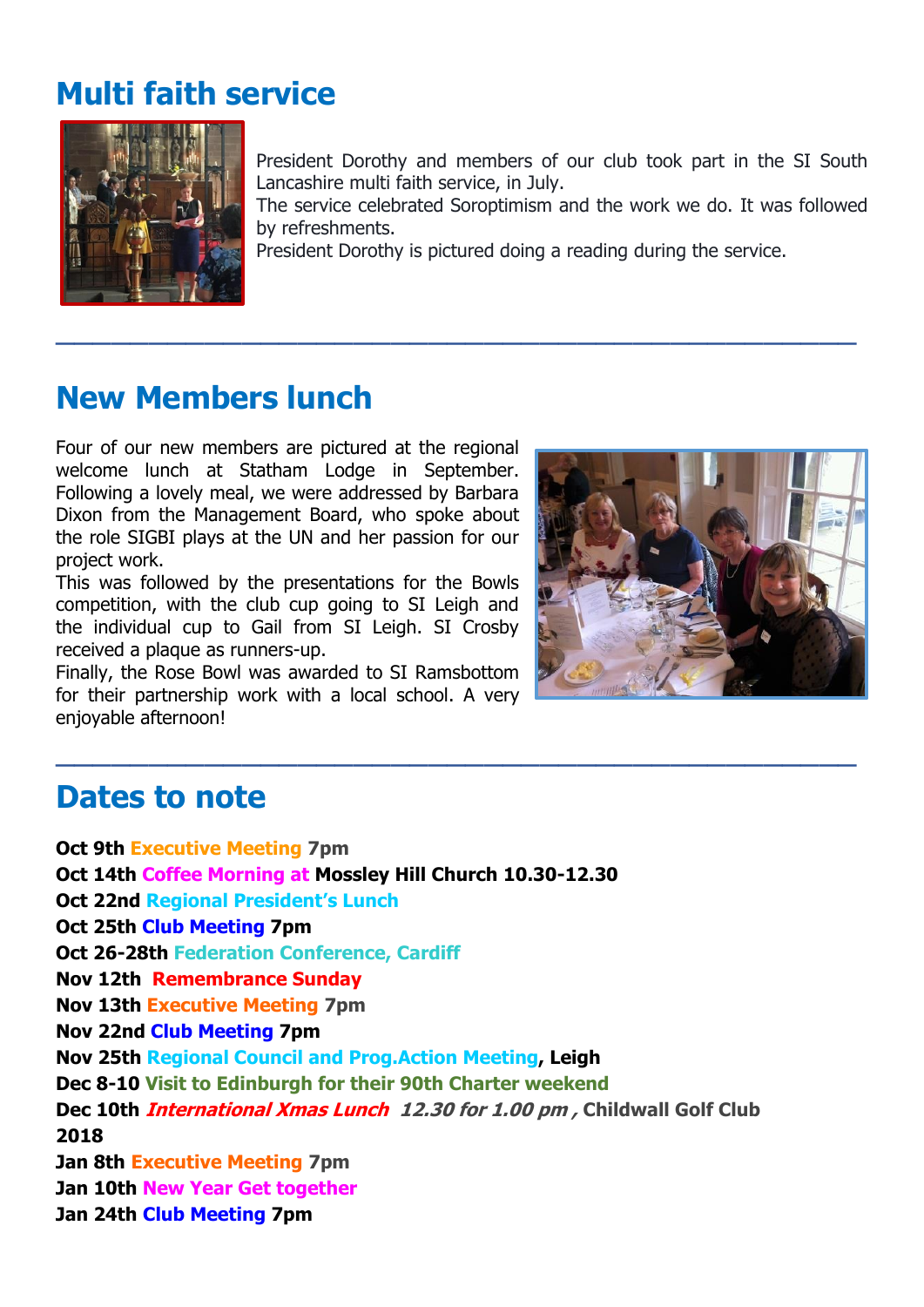## Multi faith service

President Dorothy and members of our club took part in the SI South Lancashire multi faith service, in July.
The service celebrated Soroptimism and the work we do. It was followed by refreshments.
President Dorothy is pictured doing a reading during the service.

---

## New Members lunch

Four of our new members are pictured at the regional welcome lunch at Statham Lodge in September. Following a lovely meal, we were addressed by Barbara Dixon from the Management Board, who spoke about the role SIGBI plays at the UN and her passion for our project work.
This was followed by the presentations for the Bowls competition, with the club cup going to SI Leigh and the individual cup to Gail from SI Leigh. SI Crosby received a plaque as runners-up.
Finally, the Rose Bowl was awarded to SI Ramsbottom for their partnership work with a local school. A very enjoyable afternoon!

---

## Dates to note

**Oct 9th Executive Meeting 7pm**
**Oct 14th Coffee Morning at Mossley Hill Church 10.30-12.30**
**Oct 22nd Regional President's Lunch**
**Oct 25th Club Meeting 7pm**
**Oct 26-28th Federation Conference, Cardiff**
**Nov 12th Remembrance Sunday**
**Nov 13th Executive Meeting 7pm**
**Nov 22nd Club Meeting 7pm**
**Nov 25th Regional Council and Prog.Action Meeting, Leigh**
**Dec 8-10 Visit to Edinburgh for their 90th Charter weekend**
**Dec 10th *International Xmas Lunch 12.30 for 1.00 pm ,* Childwall Golf Club**
**2018**
**Jan 8th Executive Meeting 7pm**
**Jan 10th New Year Get together**
**Jan 24th Club Meeting 7pm**